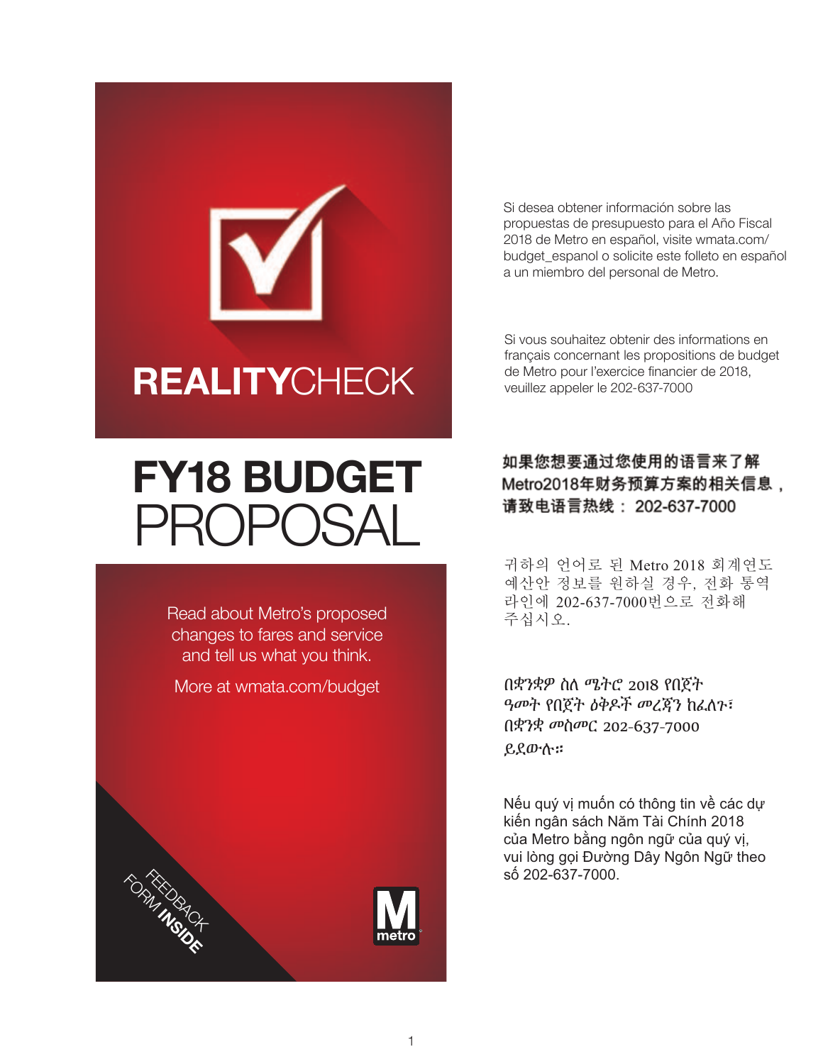# REALITYCHECK

# FY18 BUDGET PROPOSAL

Read about Metro's proposed changes to fares and service and tell us what you think.

More at wmata.com/budget

FEEDBACK FORM **INSIDE**

metro

Si desea obtener información sobre las propuestas de presupuesto para el Año Fiscal 2018 de Metro en español, visite wmata.com/budget_espanol o solicite este folleto en español a un miembro del personal de Metro.

Si vous souhaitez obtenir des informations en français concernant les propositions de budget de Metro pour l'exercice financier de 2018, veuillez appeler le 202-637-7000

**如果您想要通过您使用的语言来了解Metro2018年财务预算方案的相关信息，请致电语言热线： 202-637-7000**

귀하의 언어로 된 Metro 2018 회계연도 예산안 정보를 원하실 경우, 전화 통역 라인에 202-637-7000번으로 전화해 주십시오.

በቋንቋዎ ስለ ሜትሮ 2018 የበጀት ዓመት የበጀት ዕቅዶች መረጃን ከፈለጉ፣ በቋንቋ መስመር 202-637-7000 ይደውሉ።

Nếu quý vị muốn có thông tin về các dự kiến ngân sách Năm Tài Chính 2018 của Metro bằng ngôn ngữ của quý vị, vui lòng gọi Đường Dây Ngôn Ngữ theo số 202-637-7000.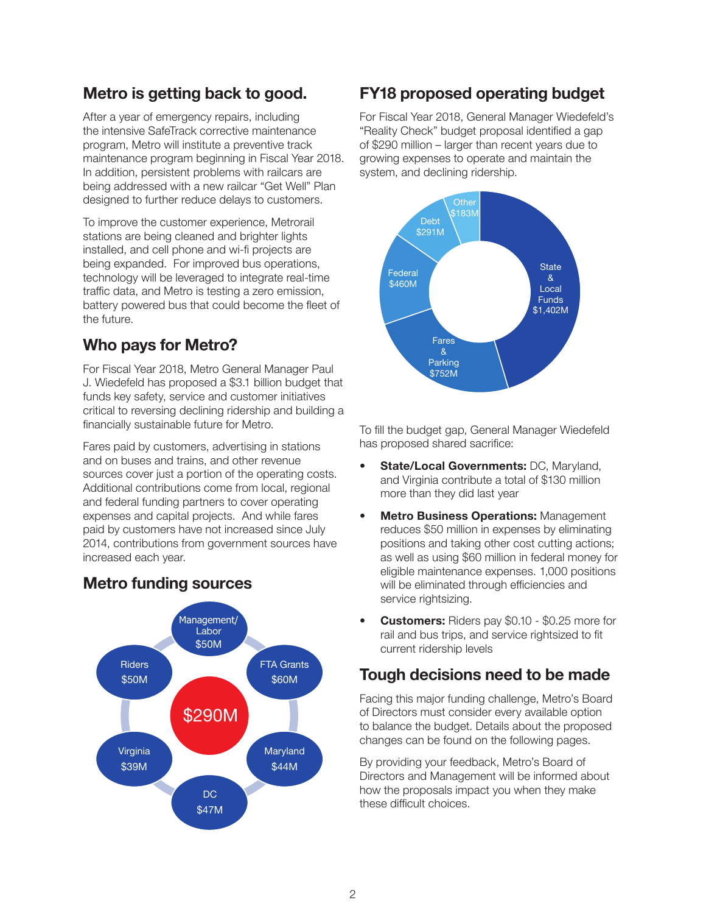## Metro is getting back to good.

After a year of emergency repairs, including the intensive SafeTrack corrective maintenance program, Metro will institute a preventive track maintenance program beginning in Fiscal Year 2018. In addition, persistent problems with railcars are being addressed with a new railcar "Get Well" Plan designed to further reduce delays to customers.

To improve the customer experience, Metrorail stations are being cleaned and brighter lights installed, and cell phone and wi-fi projects are being expanded. For improved bus operations, technology will be leveraged to integrate real-time traffic data, and Metro is testing a zero emission, battery powered bus that could become the fleet of the future.

## Who pays for Metro?

For Fiscal Year 2018, Metro General Manager Paul J. Wiedefeld has proposed a $3.1 billion budget that funds key safety, service and customer initiatives critical to reversing declining ridership and building a financially sustainable future for Metro.

Fares paid by customers, advertising in stations and on buses and trains, and other revenue sources cover just a portion of the operating costs. Additional contributions come from local, regional and federal funding partners to cover operating expenses and capital projects. And while fares paid by customers have not increased since July 2014, contributions from government sources have increased each year.

## Metro funding sources

$290M

- Management/Labor $50M
- FTA Grants $60M
- Maryland $44M
- DC $47M
- Virginia $39M
- Riders $50M

## FY18 proposed operating budget

For Fiscal Year 2018, General Manager Wiedefeld's "Reality Check" budget proposal identified a gap of $290 million – larger than recent years due to growing expenses to operate and maintain the system, and declining ridership.

- State & Local Funds $1,402M
- Fares & Parking $752M
- Federal $460M
- Debt $291M
- Other $183M

To fill the budget gap, General Manager Wiedefeld has proposed shared sacrifice:

- **State/Local Governments:** DC, Maryland, and Virginia contribute a total of $130 million more than they did last year
- **Metro Business Operations:** Management reduces $50 million in expenses by eliminating positions and taking other cost cutting actions; as well as using $60 million in federal money for eligible maintenance expenses. 1,000 positions will be eliminated through efficiencies and service rightsizing.
- **Customers:** Riders pay $0.10 - $0.25 more for rail and bus trips, and service rightsized to fit current ridership levels

## Tough decisions need to be made

Facing this major funding challenge, Metro's Board of Directors must consider every available option to balance the budget. Details about the proposed changes can be found on the following pages.

By providing your feedback, Metro's Board of Directors and Management will be informed about how the proposals impact you when they make these difficult choices.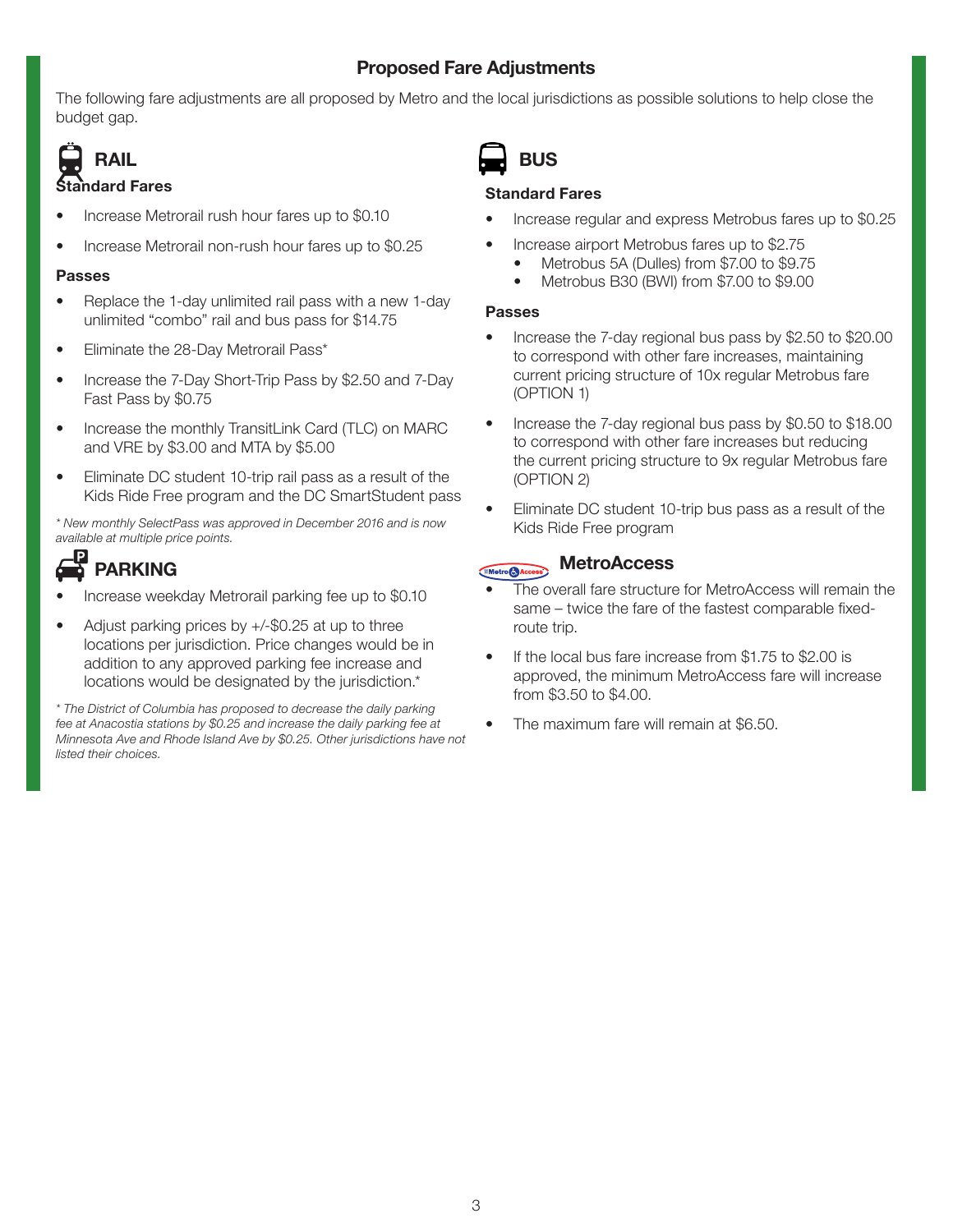# Proposed Fare Adjustments

The following fare adjustments are all proposed by Metro and the local jurisdictions as possible solutions to help close the budget gap.

## RAIL

### Standard Fares

- Increase Metrorail rush hour fares up to $0.10
- Increase Metrorail non-rush hour fares up to $0.25

### Passes

- Replace the 1-day unlimited rail pass with a new 1-day unlimited "combo" rail and bus pass for $14.75
- Eliminate the 28-Day Metrorail Pass*
- Increase the 7-Day Short-Trip Pass by $2.50 and 7-Day Fast Pass by $0.75
- Increase the monthly TransitLink Card (TLC) on MARC and VRE by $3.00 and MTA by $5.00
- Eliminate DC student 10-trip rail pass as a result of the Kids Ride Free program and the DC SmartStudent pass

*\* New monthly SelectPass was approved in December 2016 and is now available at multiple price points.*

## PARKING

- Increase weekday Metrorail parking fee up to $0.10
- Adjust parking prices by +/-$0.25 at up to three locations per jurisdiction. Price changes would be in addition to any approved parking fee increase and locations would be designated by the jurisdiction.*

*\* The District of Columbia has proposed to decrease the daily parking fee at Anacostia stations by $0.25 and increase the daily parking fee at Minnesota Ave and Rhode Island Ave by $0.25. Other jurisdictions have not listed their choices.*

## BUS

### Standard Fares

- Increase regular and express Metrobus fares up to $0.25
- Increase airport Metrobus fares up to $2.75
  - Metrobus 5A (Dulles) from $7.00 to $9.75
  - Metrobus B30 (BWI) from $7.00 to $9.00

### Passes

- Increase the 7-day regional bus pass by $2.50 to $20.00 to correspond with other fare increases, maintaining current pricing structure of 10x regular Metrobus fare (OPTION 1)
- Increase the 7-day regional bus pass by $0.50 to $18.00 to correspond with other fare increases but reducing the current pricing structure to 9x regular Metrobus fare (OPTION 2)
- Eliminate DC student 10-trip bus pass as a result of the Kids Ride Free program

## MetroAccess

- The overall fare structure for MetroAccess will remain the same – twice the fare of the fastest comparable fixed-route trip.
- If the local bus fare increase from $1.75 to $2.00 is approved, the minimum MetroAccess fare will increase from $3.50 to $4.00.
- The maximum fare will remain at $6.50.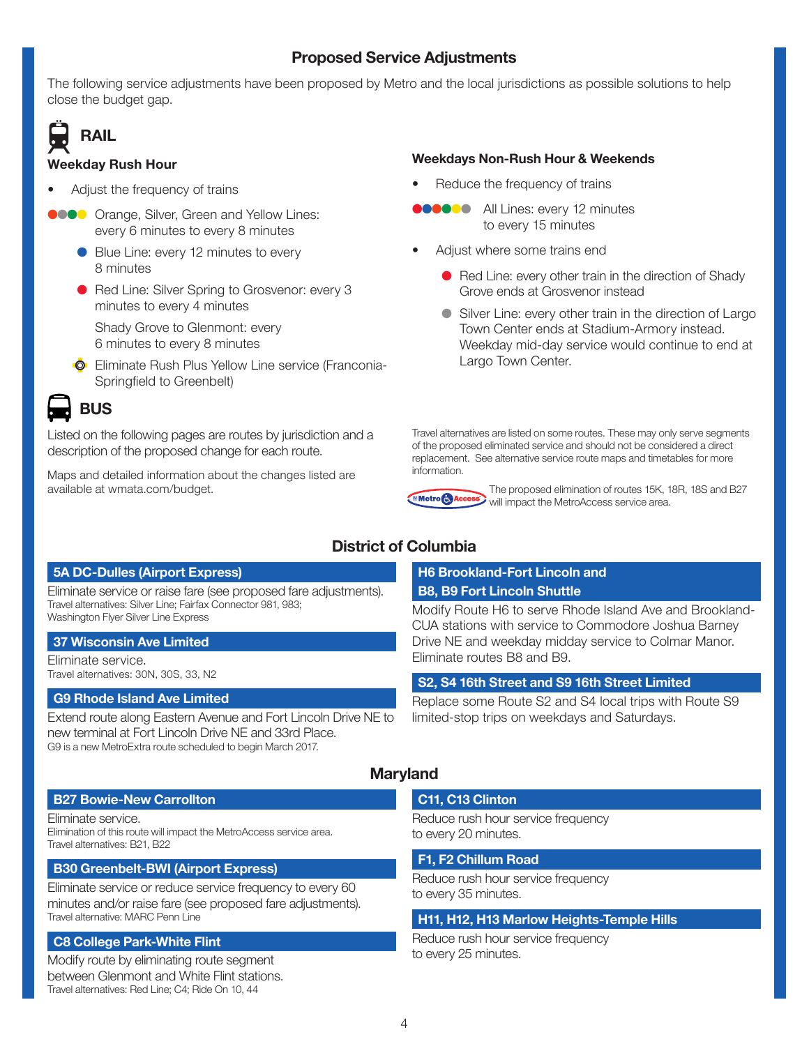# Proposed Service Adjustments

The following service adjustments have been proposed by Metro and the local jurisdictions as possible solutions to help close the budget gap.

## RAIL

### Weekday Rush Hour

- Adjust the frequency of trains
  - Orange, Silver, Green and Yellow Lines: every 6 minutes to every 8 minutes
  - Blue Line: every 12 minutes to every 8 minutes
  - Red Line: Silver Spring to Grosvenor: every 3 minutes to every 4 minutes

    Shady Grove to Glenmont: every 6 minutes to every 8 minutes
  - Eliminate Rush Plus Yellow Line service (Franconia-Springfield to Greenbelt)

### Weekdays Non-Rush Hour & Weekends

- Reduce the frequency of trains
  - All Lines: every 12 minutes to every 15 minutes
- Adjust where some trains end
  - Red Line: every other train in the direction of Shady Grove ends at Grosvenor instead
  - Silver Line: every other train in the direction of Largo Town Center ends at Stadium-Armory instead. Weekday mid-day service would continue to end at Largo Town Center.

## BUS

Listed on the following pages are routes by jurisdiction and a description of the proposed change for each route.

Maps and detailed information about the changes listed are available at wmata.com/budget.

Travel alternatives are listed on some routes. These may only serve segments of the proposed eliminated service and should not be considered a direct replacement. See alternative service route maps and timetables for more information.

MetroAccess: The proposed elimination of routes 15K, 18R, 18S and B27 will impact the MetroAccess service area.

## District of Columbia

**5A DC-Dulles (Airport Express)**

Eliminate service or raise fare (see proposed fare adjustments).
Travel alternatives: Silver Line; Fairfax Connector 981, 983; Washington Flyer Silver Line Express

**37 Wisconsin Ave Limited**

Eliminate service.
Travel alternatives: 30N, 30S, 33, N2

**G9 Rhode Island Ave Limited**

Extend route along Eastern Avenue and Fort Lincoln Drive NE to new terminal at Fort Lincoln Drive NE and 33rd Place.
G9 is a new MetroExtra route scheduled to begin March 2017.

**H6 Brookland-Fort Lincoln and B8, B9 Fort Lincoln Shuttle**

Modify Route H6 to serve Rhode Island Ave and Brookland-CUA stations with service to Commodore Joshua Barney Drive NE and weekday midday service to Colmar Manor. Eliminate routes B8 and B9.

**S2, S4 16th Street and S9 16th Street Limited**

Replace some Route S2 and S4 local trips with Route S9 limited-stop trips on weekdays and Saturdays.

## Maryland

**B27 Bowie-New Carrollton**

Eliminate service.
Elimination of this route will impact the MetroAccess service area.
Travel alternatives: B21, B22

**B30 Greenbelt-BWI (Airport Express)**

Eliminate service or reduce service frequency to every 60 minutes and/or raise fare (see proposed fare adjustments).
Travel alternative: MARC Penn Line

**C8 College Park-White Flint**

Modify route by eliminating route segment between Glenmont and White Flint stations.
Travel alternatives: Red Line; C4; Ride On 10, 44

**C11, C13 Clinton**

Reduce rush hour service frequency to every 20 minutes.

**F1, F2 Chillum Road**

Reduce rush hour service frequency to every 35 minutes.

**H11, H12, H13 Marlow Heights-Temple Hills**

Reduce rush hour service frequency to every 25 minutes.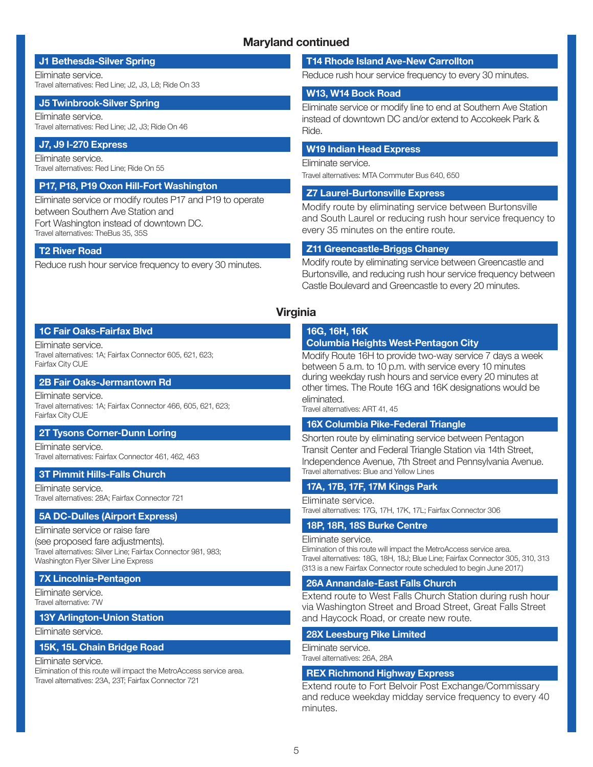## Maryland continued

### J1 Bethesda-Silver Spring

Eliminate service.
Travel alternatives: Red Line; J2, J3, L8; Ride On 33

### J5 Twinbrook-Silver Spring

Eliminate service.
Travel alternatives: Red Line; J2, J3; Ride On 46

### J7, J9 I-270 Express

Eliminate service.
Travel alternatives: Red Line; Ride On 55

### P17, P18, P19 Oxon Hill-Fort Washington

Eliminate service or modify routes P17 and P19 to operate between Southern Ave Station and Fort Washington instead of downtown DC.
Travel alternatives: TheBus 35, 35S

### T2 River Road

Reduce rush hour service frequency to every 30 minutes.

### T14 Rhode Island Ave-New Carrollton

Reduce rush hour service frequency to every 30 minutes.

### W13, W14 Bock Road

Eliminate service or modify line to end at Southern Ave Station instead of downtown DC and/or extend to Accokeek Park & Ride.

### W19 Indian Head Express

Eliminate service.
Travel alternatives: MTA Commuter Bus 640, 650

### Z7 Laurel-Burtonsville Express

Modify route by eliminating service between Burtonsville and South Laurel or reducing rush hour service frequency to every 35 minutes on the entire route.

### Z11 Greencastle-Briggs Chaney

Modify route by eliminating service between Greencastle and Burtonsville, and reducing rush hour service frequency between Castle Boulevard and Greencastle to every 20 minutes.

## Virginia

### 1C Fair Oaks-Fairfax Blvd

Eliminate service.
Travel alternatives: 1A; Fairfax Connector 605, 621, 623; Fairfax City CUE

### 2B Fair Oaks-Jermantown Rd

Eliminate service.
Travel alternatives: 1A; Fairfax Connector 466, 605, 621, 623; Fairfax City CUE

### 2T Tysons Corner-Dunn Loring

Eliminate service.
Travel alternatives: Fairfax Connector 461, 462, 463

### 3T Pimmit Hills-Falls Church

Eliminate service.
Travel alternatives: 28A; Fairfax Connector 721

### 5A DC-Dulles (Airport Express)

Eliminate service or raise fare (see proposed fare adjustments).
Travel alternatives: Silver Line; Fairfax Connector 981, 983; Washington Flyer Silver Line Express

### 7X Lincolnia-Pentagon

Eliminate service.
Travel alternative: 7W

### 13Y Arlington-Union Station

Eliminate service.

### 15K, 15L Chain Bridge Road

Eliminate service.
Elimination of this route will impact the MetroAccess service area.
Travel alternatives: 23A, 23T; Fairfax Connector 721

### 16G, 16H, 16K Columbia Heights West-Pentagon City

Modify Route 16H to provide two-way service 7 days a week between 5 a.m. to 10 p.m. with service every 10 minutes during weekday rush hours and service every 20 minutes at other times. The Route 16G and 16K designations would be eliminated.
Travel alternatives: ART 41, 45

### 16X Columbia Pike-Federal Triangle

Shorten route by eliminating service between Pentagon Transit Center and Federal Triangle Station via 14th Street, Independence Avenue, 7th Street and Pennsylvania Avenue.
Travel alternatives: Blue and Yellow Lines

### 17A, 17B, 17F, 17M Kings Park

Eliminate service.
Travel alternatives: 17G, 17H, 17K, 17L; Fairfax Connector 306

### 18P, 18R, 18S Burke Centre

Eliminate service.
Elimination of this route will impact the MetroAccess service area.
Travel alternatives: 18G, 18H, 18J; Blue Line; Fairfax Connector 305, 310, 313 (313 is a new Fairfax Connector route scheduled to begin June 2017.)

### 26A Annandale-East Falls Church

Extend route to West Falls Church Station during rush hour via Washington Street and Broad Street, Great Falls Street and Haycock Road, or create new route.

### 28X Leesburg Pike Limited

Eliminate service.
Travel alternatives: 26A, 28A

### REX Richmond Highway Express

Extend route to Fort Belvoir Post Exchange/Commissary and reduce weekday midday service frequency to every 40 minutes.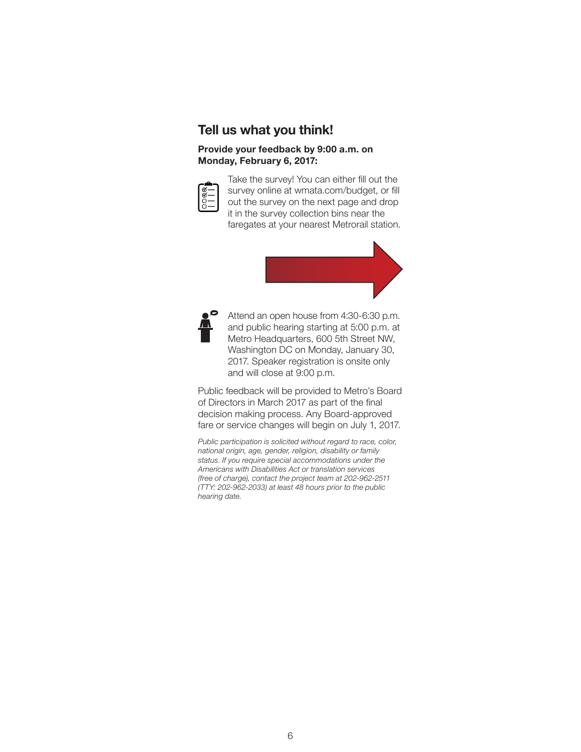## Tell us what you think!

**Provide your feedback by 9:00 a.m. on Monday, February 6, 2017:**

Take the survey! You can either fill out the survey online at wmata.com/budget, or fill out the survey on the next page and drop it in the survey collection bins near the faregates at your nearest Metrorail station.

Attend an open house from 4:30-6:30 p.m. and public hearing starting at 5:00 p.m. at Metro Headquarters, 600 5th Street NW, Washington DC on Monday, January 30, 2017. Speaker registration is onsite only and will close at 9:00 p.m.

Public feedback will be provided to Metro's Board of Directors in March 2017 as part of the final decision making process. Any Board-approved fare or service changes will begin on July 1, 2017.

*Public participation is solicited without regard to race, color, national origin, age, gender, religion, disability or family status. If you require special accommodations under the Americans with Disabilities Act or translation services (free of charge), contact the project team at 202-962-2511 (TTY: 202-962-2033) at least 48 hours prior to the public hearing date.*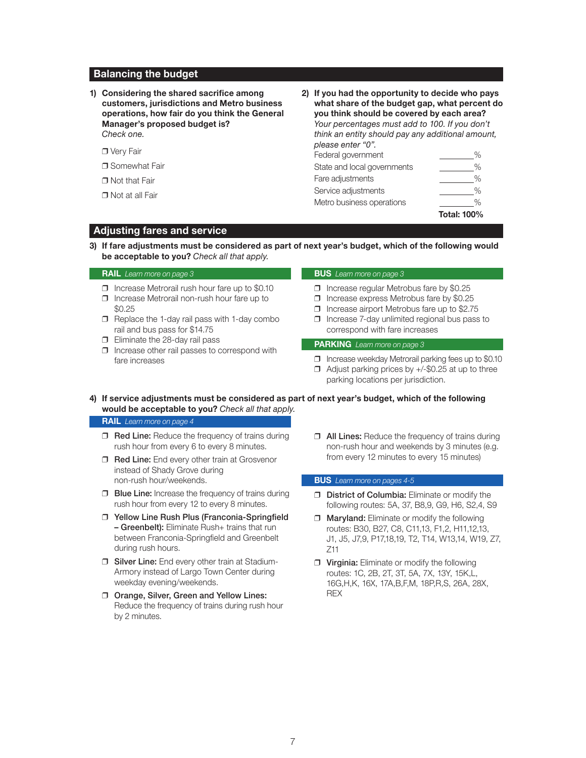## Balancing the budget

**1) Considering the shared sacrifice among customers, jurisdictions and Metro business operations, how fair do you think the General Manager's proposed budget is?** *Check one.*

- ❐ Very Fair
- ❐ Somewhat Fair
- ❐ Not that Fair
- ❐ Not at all Fair

**2) If you had the opportunity to decide who pays what share of the budget gap, what percent do you think should be covered by each area?** *Your percentages must add to 100. If you don't think an entity should pay any additional amount, please enter "0".*

| | |
|---|---|
| Federal government | ______% |
| State and local governments | ______% |
| Fare adjustments | ______% |
| Service adjustments | ______% |
| Metro business operations | ______% |
| | **Total: 100%** |

## Adjusting fares and service

**3) If fare adjustments must be considered as part of next year's budget, which of the following would be acceptable to you?** *Check all that apply.*

### RAIL *Learn more on page 3*

- ❐ Increase Metrorail rush hour fare up to $0.10
- ❐ Increase Metrorail non-rush hour fare up to $0.25
- ❐ Replace the 1-day rail pass with 1-day combo rail and bus pass for $14.75
- ❐ Eliminate the 28-day rail pass
- ❐ Increase other rail passes to correspond with fare increases

### BUS *Learn more on page 3*

- ❐ Increase regular Metrobus fare by $0.25
- ❐ Increase express Metrobus fare by $0.25
- ❐ Increase airport Metrobus fare up to $2.75
- ❐ Increase 7-day unlimited regional bus pass to correspond with fare increases

### PARKING *Learn more on page 3*

- ❐ Increase weekday Metrorail parking fees up to $0.10
- ❐ Adjust parking prices by +/-$0.25 at up to three parking locations per jurisdiction.

**4) If service adjustments must be considered as part of next year's budget, which of the following would be acceptable to you?** *Check all that apply.*

### RAIL *Learn more on page 4*

- ❐ **Red Line:** Reduce the frequency of trains during rush hour from every 6 to every 8 minutes.
- ❐ **Red Line:** End every other train at Grosvenor instead of Shady Grove during non-rush hour/weekends.
- ❐ **Blue Line:** Increase the frequency of trains during rush hour from every 12 to every 8 minutes.
- ❐ **Yellow Line Rush Plus (Franconia-Springfield – Greenbelt):** Eliminate Rush+ trains that run between Franconia-Springfield and Greenbelt during rush hours.
- ❐ **Silver Line:** End every other train at Stadium-Armory instead of Largo Town Center during weekday evening/weekends.
- ❐ **Orange, Silver, Green and Yellow Lines:** Reduce the frequency of trains during rush hour by 2 minutes.
- ❐ **All Lines:** Reduce the frequency of trains during non-rush hour and weekends by 3 minutes (e.g. from every 12 minutes to every 15 minutes)

### BUS *Learn more on pages 4-5*

- ❐ **District of Columbia:** Eliminate or modify the following routes: 5A, 37, B8,9, G9, H6, S2,4, S9
- ❐ **Maryland:** Eliminate or modify the following routes: B30, B27, C8, C11,13, F1,2, H11,12,13, J1, J5, J7,9, P17,18,19, T2, T14, W13,14, W19, Z7, Z11
- ❐ **Virginia:** Eliminate or modify the following routes: 1C, 2B, 2T, 3T, 5A, 7X, 13Y, 15K,L, 16G,H,K, 16X, 17A,B,F,M, 18P,R,S, 26A, 28X, REX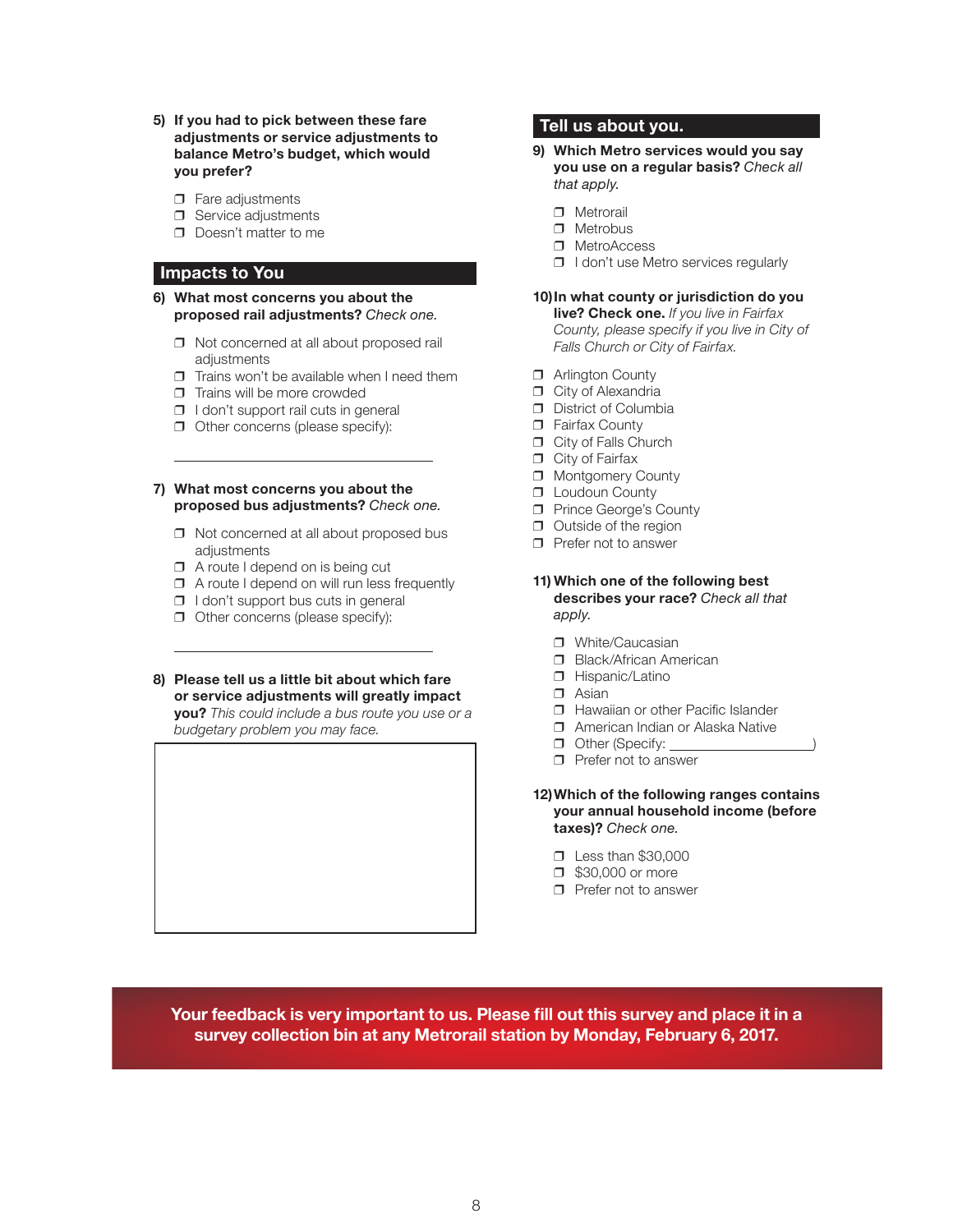**5) If you had to pick between these fare adjustments or service adjustments to balance Metro's budget, which would you prefer?**

- ❐ Fare adjustments
- ❐ Service adjustments
- ❐ Doesn't matter to me

## Impacts to You

**6) What most concerns you about the proposed rail adjustments?** *Check one.*

- ❐ Not concerned at all about proposed rail adjustments
- ❐ Trains won't be available when I need them
- ❐ Trains will be more crowded
- ❐ I don't support rail cuts in general
- ❐ Other concerns (please specify):

______________________________

**7) What most concerns you about the proposed bus adjustments?** *Check one.*

- ❐ Not concerned at all about proposed bus adjustments
- ❐ A route I depend on is being cut
- ❐ A route I depend on will run less frequently
- ❐ I don't support bus cuts in general
- ❐ Other concerns (please specify):

______________________________

**8) Please tell us a little bit about which fare or service adjustments will greatly impact you?** *This could include a bus route you use or a budgetary problem you may face.*

## Tell us about you.

**9) Which Metro services would you say you use on a regular basis?** *Check all that apply.*

- ❐ Metrorail
- ❐ Metrobus
- ❐ MetroAccess
- ❐ I don't use Metro services regularly

**10) In what county or jurisdiction do you live? Check one.** *If you live in Fairfax County, please specify if you live in City of Falls Church or City of Fairfax.*

- ❐ Arlington County
- ❐ City of Alexandria
- ❐ District of Columbia
- ❐ Fairfax County
- ❐ City of Falls Church
- ❐ City of Fairfax
- ❐ Montgomery County
- ❐ Loudoun County
- ❐ Prince George's County
- ❐ Outside of the region
- ❐ Prefer not to answer

**11) Which one of the following best describes your race?** *Check all that apply.*

- ❐ White/Caucasian
- ❐ Black/African American
- ❐ Hispanic/Latino
- ❐ Asian
- ❐ Hawaiian or other Pacific Islander
- ❐ American Indian or Alaska Native
- ❐ Other (Specify: ________________)
- ❐ Prefer not to answer

**12) Which of the following ranges contains your annual household income (before taxes)?** *Check one.*

- ❐ Less than $30,000
- ❐ $30,000 or more
- ❐ Prefer not to answer

**Your feedback is very important to us. Please fill out this survey and place it in a survey collection bin at any Metrorail station by Monday, February 6, 2017.**